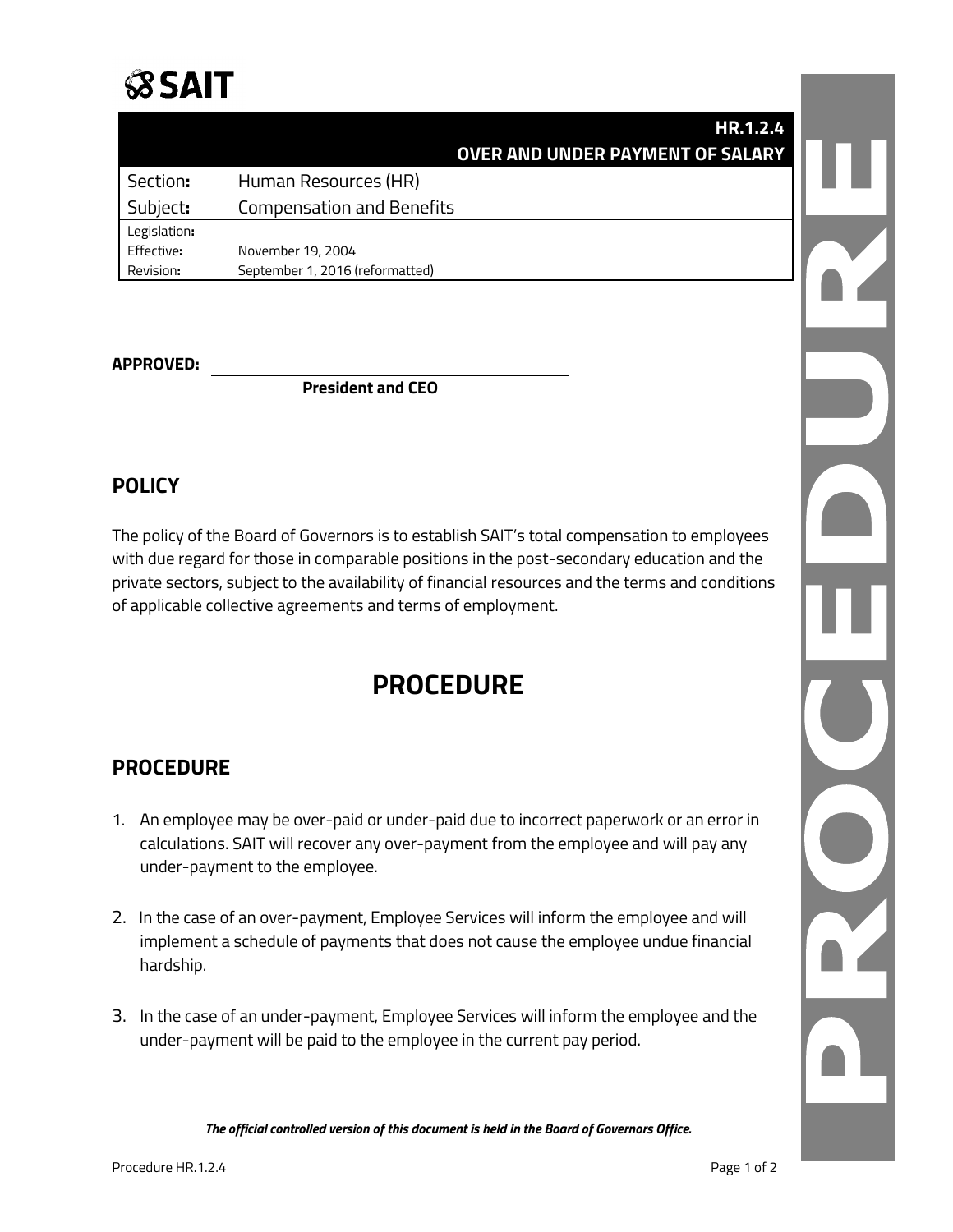**SAIT**

| | HR.1.2.4 OVER AND UNDER PAYMENT OF SALARY |
|---|---|
| Section: | Human Resources (HR) |
| Subject: | Compensation and Benefits |
| Legislation: | |
| Effective: | November 19, 2004 |
| Revision: | September 1, 2016 (reformatted) |

**APPROVED:** ______________________________

**President and CEO**

## POLICY

The policy of the Board of Governors is to establish SAIT's total compensation to employees with due regard for those in comparable positions in the post-secondary education and the private sectors, subject to the availability of financial resources and the terms and conditions of applicable collective agreements and terms of employment.

# PROCEDURE

## PROCEDURE

1. An employee may be over-paid or under-paid due to incorrect paperwork or an error in calculations. SAIT will recover any over-payment from the employee and will pay any under-payment to the employee.

2. In the case of an over-payment, Employee Services will inform the employee and will implement a schedule of payments that does not cause the employee undue financial hardship.

3. In the case of an under-payment, Employee Services will inform the employee and the under-payment will be paid to the employee in the current pay period.

***The official controlled version of this document is held in the Board of Governors Office.***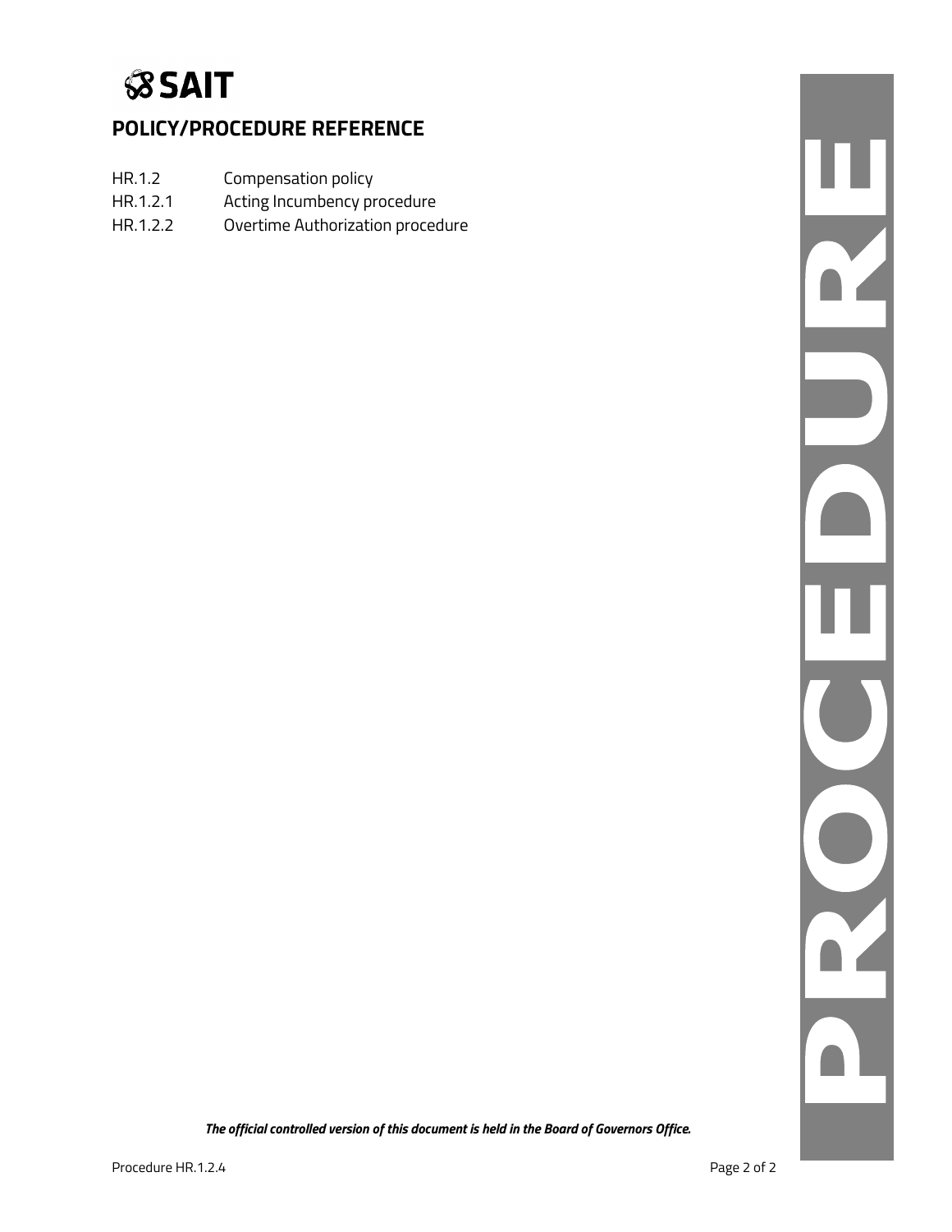## POLICY/PROCEDURE REFERENCE

| | |
|---|---|
| HR.1.2 | Compensation policy |
| HR.1.2.1 | Acting Incumbency procedure |
| HR.1.2.2 | Overtime Authorization procedure |

***The official controlled version of this document is held in the Board of Governors Office.***